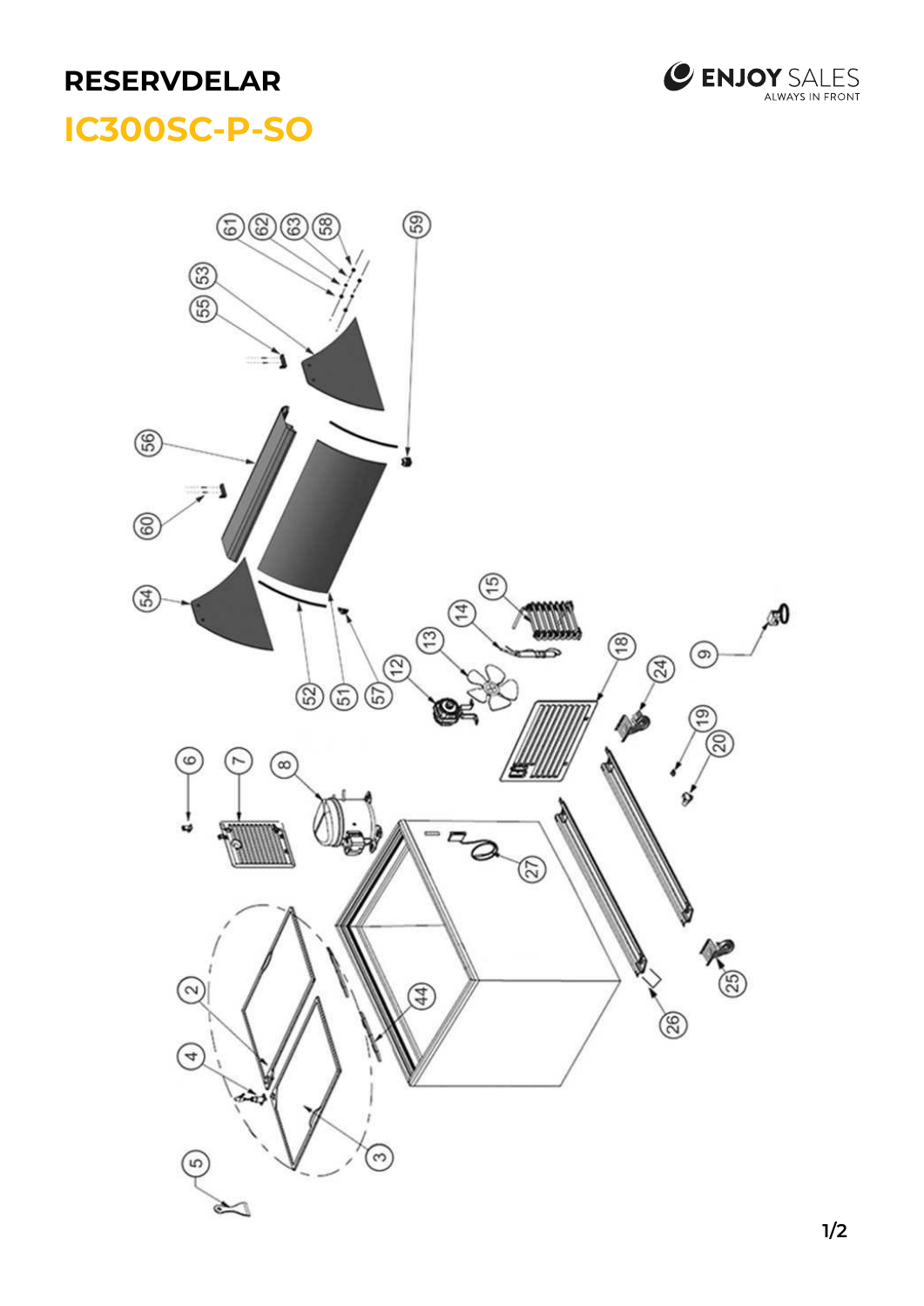# RESERVDELAR

## IC300SC-P-SO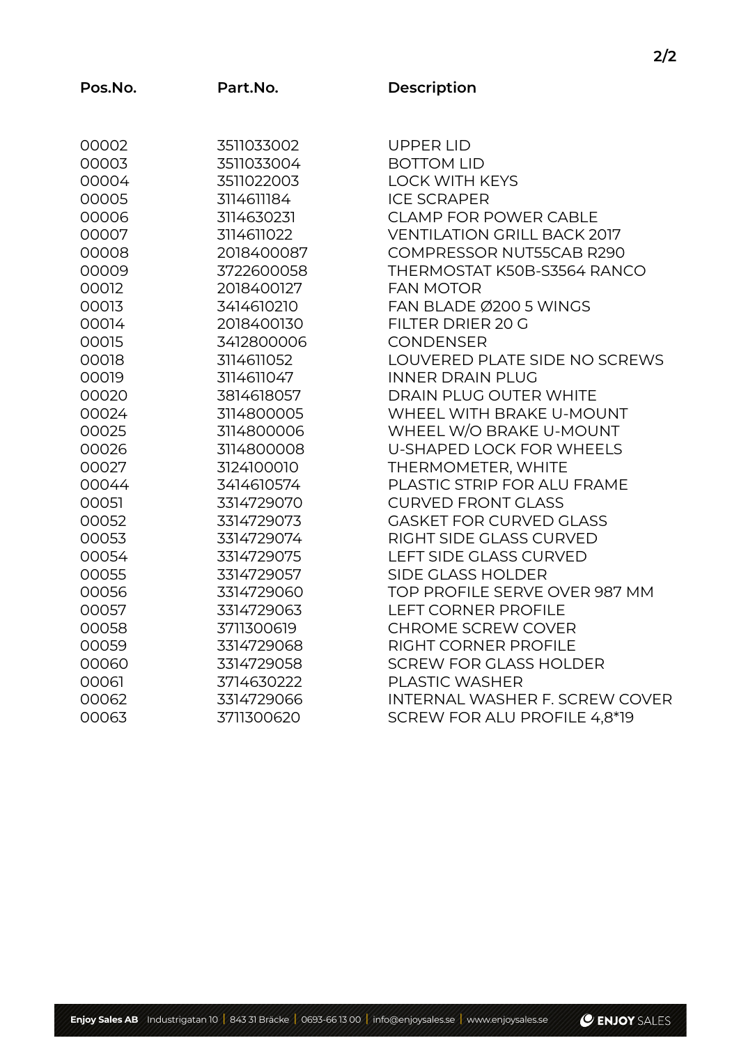| Pos.No. | Part.No. | Description |
| --- | --- | --- |
| 00002 | 3511033002 | UPPER LID |
| 00003 | 3511033004 | BOTTOM LID |
| 00004 | 3511022003 | LOCK WITH KEYS |
| 00005 | 3114611184 | ICE SCRAPER |
| 00006 | 3114630231 | CLAMP FOR POWER CABLE |
| 00007 | 3114611022 | VENTILATION GRILL BACK 2017 |
| 00008 | 2018400087 | COMPRESSOR NUT55CAB R290 |
| 00009 | 3722600058 | THERMOSTAT K50B-S3564 RANCO |
| 00012 | 2018400127 | FAN MOTOR |
| 00013 | 3414610210 | FAN BLADE Ø200 5 WINGS |
| 00014 | 2018400130 | FILTER DRIER 20 G |
| 00015 | 3412800006 | CONDENSER |
| 00018 | 3114611052 | LOUVERED PLATE SIDE NO SCREWS |
| 00019 | 3114611047 | INNER DRAIN PLUG |
| 00020 | 3814618057 | DRAIN PLUG OUTER WHITE |
| 00024 | 3114800005 | WHEEL WITH BRAKE U-MOUNT |
| 00025 | 3114800006 | WHEEL W/O BRAKE U-MOUNT |
| 00026 | 3114800008 | U-SHAPED LOCK FOR WHEELS |
| 00027 | 3124100010 | THERMOMETER, WHITE |
| 00044 | 3414610574 | PLASTIC STRIP FOR ALU FRAME |
| 00051 | 3314729070 | CURVED FRONT GLASS |
| 00052 | 3314729073 | GASKET FOR CURVED GLASS |
| 00053 | 3314729074 | RIGHT SIDE GLASS CURVED |
| 00054 | 3314729075 | LEFT SIDE GLASS CURVED |
| 00055 | 3314729057 | SIDE GLASS HOLDER |
| 00056 | 3314729060 | TOP PROFILE SERVE OVER 987 MM |
| 00057 | 3314729063 | LEFT CORNER PROFILE |
| 00058 | 3711300619 | CHROME SCREW COVER |
| 00059 | 3314729068 | RIGHT CORNER PROFILE |
| 00060 | 3314729058 | SCREW FOR GLASS HOLDER |
| 00061 | 3714630222 | PLASTIC WASHER |
| 00062 | 3314729066 | INTERNAL WASHER F. SCREW COVER |
| 00063 | 3711300620 | SCREW FOR ALU PROFILE 4,8*19 |

**Enjoy Sales AB** Industrigatan 10 | 843 31 Bräcke | 0693-66 13 00 | info@enjoysales.se | www.enjoysales.se

ENJOY SALES